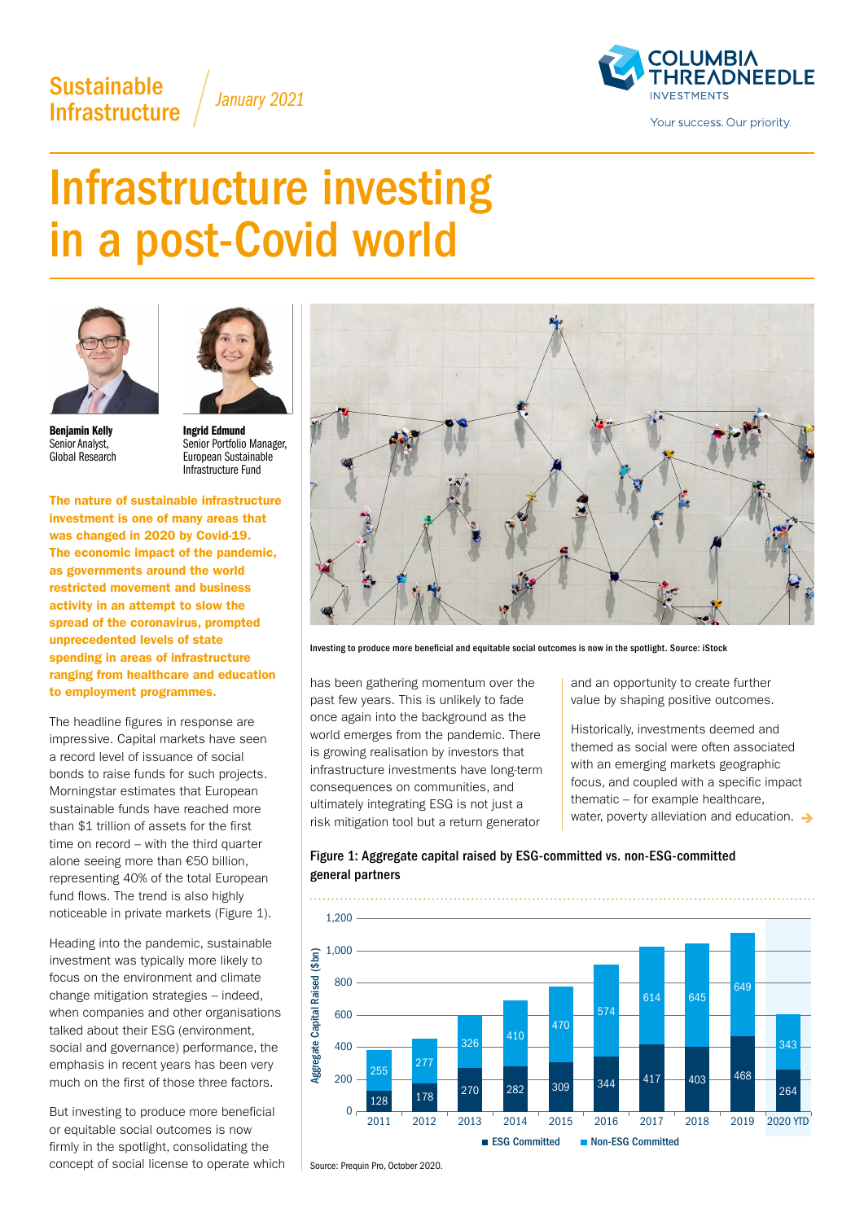Sustainable Infrastructure | January 2021

# Infrastructure investing in a post-Covid world

**Benjamin Kelly**
Senior Analyst,
Global Research

**Ingrid Edmund**
Senior Portfolio Manager,
European Sustainable Infrastructure Fund

**The nature of sustainable infrastructure investment is one of many areas that was changed in 2020 by Covid-19. The economic impact of the pandemic, as governments around the world restricted movement and business activity in an attempt to slow the spread of the coronavirus, prompted unprecedented levels of state spending in areas of infrastructure ranging from healthcare and education to employment programmes.**

The headline figures in response are impressive. Capital markets have seen a record level of issuance of social bonds to raise funds for such projects. Morningstar estimates that European sustainable funds have reached more than $1 trillion of assets for the first time on record – with the third quarter alone seeing more than €50 billion, representing 40% of the total European fund flows. The trend is also highly noticeable in private markets (Figure 1).

Heading into the pandemic, sustainable investment was typically more likely to focus on the environment and climate change mitigation strategies – indeed, when companies and other organisations talked about their ESG (environment, social and governance) performance, the emphasis in recent years has been very much on the first of those three factors.

But investing to produce more beneficial or equitable social outcomes is now firmly in the spotlight, consolidating the concept of social license to operate which has been gathering momentum over the past few years. This is unlikely to fade once again into the background as the world emerges from the pandemic. There is growing realisation by investors that infrastructure investments have long-term consequences on communities, and ultimately integrating ESG is not just a risk mitigation tool but a return generator and an opportunity to create further value by shaping positive outcomes.

Historically, investments deemed and themed as social were often associated with an emerging markets geographic focus, and coupled with a specific impact thematic – for example healthcare, water, poverty alleviation and education. →

Investing to produce more beneficial and equitable social outcomes is now in the spotlight. Source: iStock

**Figure 1: Aggregate capital raised by ESG-committed vs. non-ESG-committed general partners**

| Year | ESG Committed ($bn) | Non-ESG Committed ($bn) |
|---|---|---|
| 2011 | 128 | 255 |
| 2012 | 178 | 277 |
| 2013 | 270 | 326 |
| 2014 | 282 | 410 |
| 2015 | 309 | 470 |
| 2016 | 344 | 574 |
| 2017 | 417 | 614 |
| 2018 | 403 | 645 |
| 2019 | 468 | 649 |
| 2020 YTD | 264 | 343 |

Source: Prequin Pro, October 2020.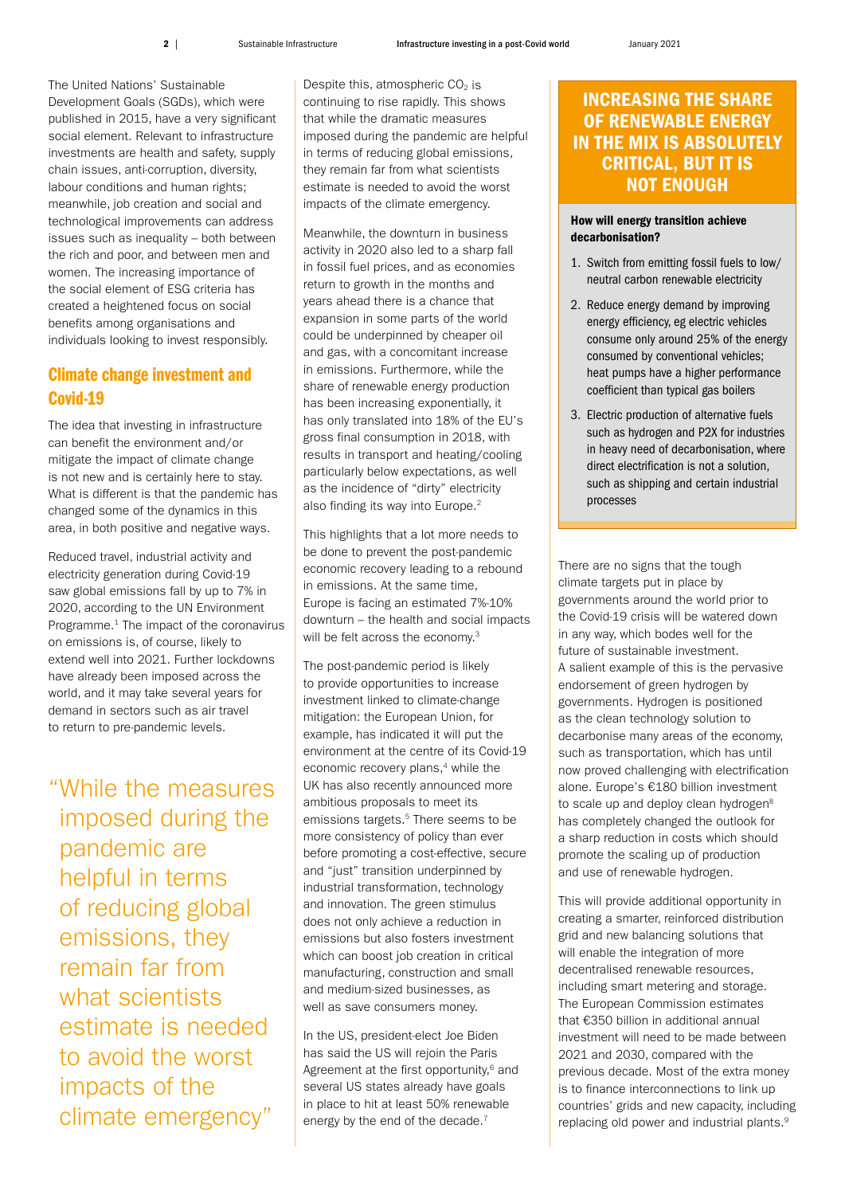The United Nations' Sustainable Development Goals (SDGs), which were published in 2015, have a very significant social element. Relevant to infrastructure investments are health and safety, supply chain issues, anti-corruption, diversity, labour conditions and human rights; meanwhile, job creation and social and technological improvements can address issues such as inequality – both between the rich and poor, and between men and women. The increasing importance of the social element of ESG criteria has created a heightened focus on social benefits among organisations and individuals looking to invest responsibly.

## Climate change investment and Covid-19

The idea that investing in infrastructure can benefit the environment and/or mitigate the impact of climate change is not new and is certainly here to stay. What is different is that the pandemic has changed some of the dynamics in this area, in both positive and negative ways.

Reduced travel, industrial activity and electricity generation during Covid-19 saw global emissions fall by up to 7% in 2020, according to the UN Environment Programme.[1] The impact of the coronavirus on emissions is, of course, likely to extend well into 2021. Further lockdowns have already been imposed across the world, and it may take several years for demand in sectors such as air travel to return to pre-pandemic levels.

> "While the measures imposed during the pandemic are helpful in terms of reducing global emissions, they remain far from what scientists estimate is needed to avoid the worst impacts of the climate emergency"

Despite this, atmospheric $CO_2$ is continuing to rise rapidly. This shows that while the dramatic measures imposed during the pandemic are helpful in terms of reducing global emissions, they remain far from what scientists estimate is needed to avoid the worst impacts of the climate emergency.

Meanwhile, the downturn in business activity in 2020 also led to a sharp fall in fossil fuel prices, and as economies return to growth in the months and years ahead there is a chance that expansion in some parts of the world could be underpinned by cheaper oil and gas, with a concomitant increase in emissions. Furthermore, while the share of renewable energy production has been increasing exponentially, it has only translated into 18% of the EU's gross final consumption in 2018, with results in transport and heating/cooling particularly below expectations, as well as the incidence of "dirty" electricity also finding its way into Europe.[2]

This highlights that a lot more needs to be done to prevent the post-pandemic economic recovery leading to a rebound in emissions. At the same time, Europe is facing an estimated 7%-10% downturn – the health and social impacts will be felt across the economy.[3]

The post-pandemic period is likely to provide opportunities to increase investment linked to climate-change mitigation: the European Union, for example, has indicated it will put the environment at the centre of its Covid-19 economic recovery plans,[4] while the UK has also recently announced more ambitious proposals to meet its emissions targets.[5] There seems to be more consistency of policy than ever before promoting a cost-effective, secure and "just" transition underpinned by industrial transformation, technology and innovation. The green stimulus does not only achieve a reduction in emissions but also fosters investment which can boost job creation in critical manufacturing, construction and small and medium-sized businesses, as well as save consumers money.

In the US, president-elect Joe Biden has said the US will rejoin the Paris Agreement at the first opportunity,[6] and several US states already have goals in place to hit at least 50% renewable energy by the end of the decade.[7]

### INCREASING THE SHARE OF RENEWABLE ENERGY IN THE MIX IS ABSOLUTELY CRITICAL, BUT IT IS NOT ENOUGH

**How will energy transition achieve decarbonisation?**

1. Switch from emitting fossil fuels to low/neutral carbon renewable electricity
2. Reduce energy demand by improving energy efficiency, eg electric vehicles consume only around 25% of the energy consumed by conventional vehicles; heat pumps have a higher performance coefficient than typical gas boilers
3. Electric production of alternative fuels such as hydrogen and P2X for industries in heavy need of decarbonisation, where direct electrification is not a solution, such as shipping and certain industrial processes

There are no signs that the tough climate targets put in place by governments around the world prior to the Covid-19 crisis will be watered down in any way, which bodes well for the future of sustainable investment. A salient example of this is the pervasive endorsement of green hydrogen by governments. Hydrogen is positioned as the clean technology solution to decarbonise many areas of the economy, such as transportation, which has until now proved challenging with electrification alone. Europe's €180 billion investment to scale up and deploy clean hydrogen[8] has completely changed the outlook for a sharp reduction in costs which should promote the scaling up of production and use of renewable hydrogen.

This will provide additional opportunity in creating a smarter, reinforced distribution grid and new balancing solutions that will enable the integration of more decentralised renewable resources, including smart metering and storage. The European Commission estimates that €350 billion in additional annual investment will need to be made between 2021 and 2030, compared with the previous decade. Most of the extra money is to finance interconnections to link up countries' grids and new capacity, including replacing old power and industrial plants.[9]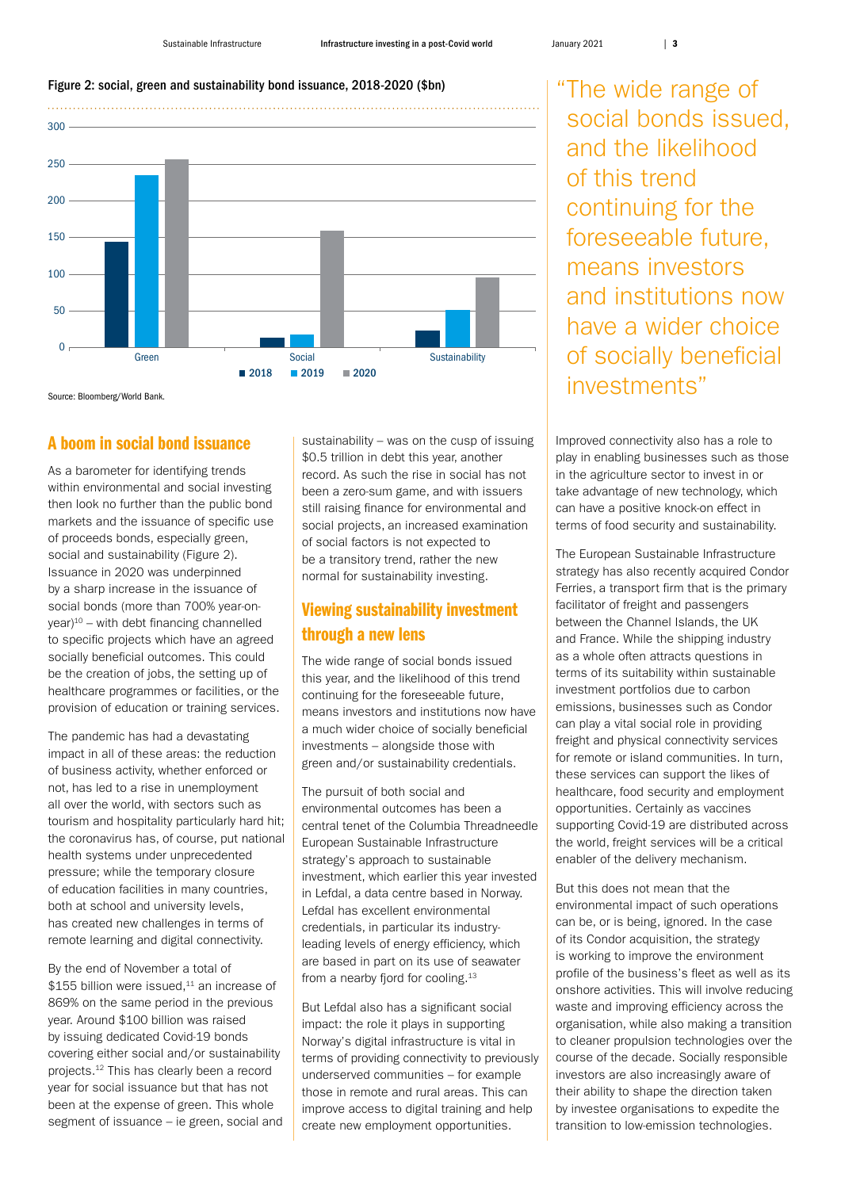**Figure 2: social, green and sustainability bond issuance, 2018-2020 ($bn)**

Source: Bloomberg/World Bank.

> "The wide range of social bonds issued, and the likelihood of this trend continuing for the foreseeable future, means investors and institutions now have a wider choice of socially beneficial investments"

## A boom in social bond issuance

As a barometer for identifying trends within environmental and social investing then look no further than the public bond markets and the issuance of specific use of proceeds bonds, especially green, social and sustainability (Figure 2). Issuance in 2020 was underpinned by a sharp increase in the issuance of social bonds (more than 700% year-on-year)[10] – with debt financing channelled to specific projects which have an agreed socially beneficial outcomes. This could be the creation of jobs, the setting up of healthcare programmes or facilities, or the provision of education or training services.

The pandemic has had a devastating impact in all of these areas: the reduction of business activity, whether enforced or not, has led to a rise in unemployment all over the world, with sectors such as tourism and hospitality particularly hard hit; the coronavirus has, of course, put national health systems under unprecedented pressure; while the temporary closure of education facilities in many countries, both at school and university levels, has created new challenges in terms of remote learning and digital connectivity.

By the end of November a total of $155 billion were issued,[11] an increase of 869% on the same period in the previous year. Around $100 billion was raised by issuing dedicated Covid-19 bonds covering either social and/or sustainability projects.[12] This has clearly been a record year for social issuance but that has not been at the expense of green. This whole segment of issuance – ie green, social and sustainability – was on the cusp of issuing $0.5 trillion in debt this year, another record. As such the rise in social has not been a zero-sum game, and with issuers still raising finance for environmental and social projects, an increased examination of social factors is not expected to be a transitory trend, rather the new normal for sustainability investing.

## Viewing sustainability investment through a new lens

The wide range of social bonds issued this year, and the likelihood of this trend continuing for the foreseeable future, means investors and institutions now have a much wider choice of socially beneficial investments – alongside those with green and/or sustainability credentials.

The pursuit of both social and environmental outcomes has been a central tenet of the Columbia Threadneedle European Sustainable Infrastructure strategy's approach to sustainable investment, which earlier this year invested in Lefdal, a data centre based in Norway. Lefdal has excellent environmental credentials, in particular its industry-leading levels of energy efficiency, which are based in part on its use of seawater from a nearby fjord for cooling.[13]

But Lefdal also has a significant social impact: the role it plays in supporting Norway's digital infrastructure is vital in terms of providing connectivity to previously underserved communities – for example those in remote and rural areas. This can improve access to digital training and help create new employment opportunities.

Improved connectivity also has a role to play in enabling businesses such as those in the agriculture sector to invest in or take advantage of new technology, which can have a positive knock-on effect in terms of food security and sustainability.

The European Sustainable Infrastructure strategy has also recently acquired Condor Ferries, a transport firm that is the primary facilitator of freight and passengers between the Channel Islands, the UK and France. While the shipping industry as a whole often attracts questions in terms of its suitability within sustainable investment portfolios due to carbon emissions, businesses such as Condor can play a vital social role in providing freight and physical connectivity services for remote or island communities. In turn, these services can support the likes of healthcare, food security and employment opportunities. Certainly as vaccines supporting Covid-19 are distributed across the world, freight services will be a critical enabler of the delivery mechanism.

But this does not mean that the environmental impact of such operations can be, or is being, ignored. In the case of its Condor acquisition, the strategy is working to improve the environment profile of the business's fleet as well as its onshore activities. This will involve reducing waste and improving efficiency across the organisation, while also making a transition to cleaner propulsion technologies over the course of the decade. Socially responsible investors are also increasingly aware of their ability to shape the direction taken by investee organisations to expedite the transition to low-emission technologies.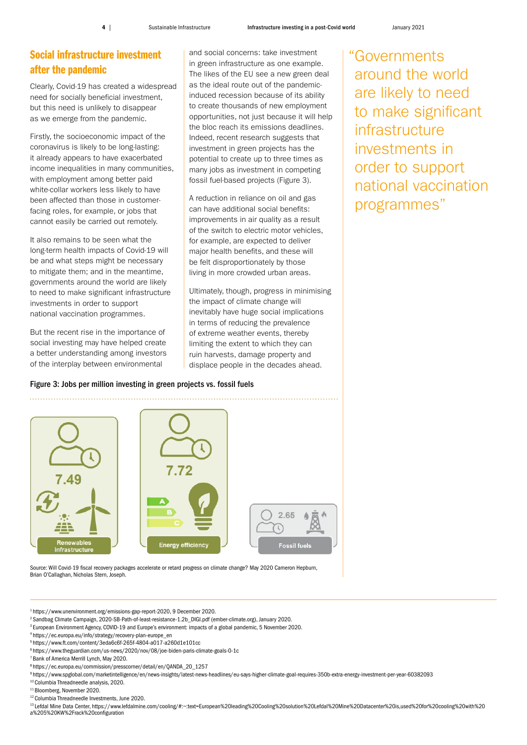## Social infrastructure investment after the pandemic

Clearly, Covid-19 has created a widespread need for socially beneficial investment, but this need is unlikely to disappear as we emerge from the pandemic.

Firstly, the socioeconomic impact of the coronavirus is likely to be long-lasting: it already appears to have exacerbated income inequalities in many communities, with employment among better paid white-collar workers less likely to have been affected than those in customer-facing roles, for example, or jobs that cannot easily be carried out remotely.

It also remains to be seen what the long-term health impacts of Covid-19 will be and what steps might be necessary to mitigate them; and in the meantime, governments around the world are likely to need to make significant infrastructure investments in order to support national vaccination programmes.

But the recent rise in the importance of social investing may have helped create a better understanding among investors of the interplay between environmental and social concerns: take investment in green infrastructure as one example. The likes of the EU see a new green deal as the ideal route out of the pandemic-induced recession because of its ability to create thousands of new employment opportunities, not just because it will help the bloc reach its emissions deadlines. Indeed, recent research suggests that investment in green projects has the potential to create up to three times as many jobs as investment in competing fossil fuel-based projects (Figure 3).

A reduction in reliance on oil and gas can have additional social benefits: improvements in air quality as a result of the switch to electric motor vehicles, for example, are expected to deliver major health benefits, and these will be felt disproportionately by those living in more crowded urban areas.

Ultimately, though, progress in minimising the impact of climate change will inevitably have huge social implications in terms of reducing the prevalence of extreme weather events, thereby limiting the extent to which they can ruin harvests, damage property and displace people in the decades ahead.

> "Governments around the world are likely to need to make significant infrastructure investments in order to support national vaccination programmes"

**Figure 3: Jobs per million investing in green projects vs. fossil fuels**

| Renewables infrastructure | Energy efficiency | Fossil fuels |
|---|---|---|
| 7.49 | 7.72 | 2.65 |

Source: Will Covid-19 fiscal recovery packages accelerate or retard progress on climate change? May 2020 Cameron Hepburn, Brian O'Callaghan, Nicholas Stern, Joseph.

---

[1] https://www.unenvironment.org/emissions-gap-report-2020, 9 December 2020.
[2] Sandbag Climate Campaign, 2020-SB-Path-of-least-resistance-1.2b_DIGI.pdf (ember-climate.org), January 2020.
[3] European Environment Agency, COVID-19 and Europe's environment: impacts of a global pandemic, 5 November 2020.
[4] https://ec.europa.eu/info/strategy/recovery-plan-europe_en
[5] https://www.ft.com/content/3eda6c6f-265f-4804-a017-a260d1e101cc
[6] https://www.theguardian.com/us-news/2020/nov/08/joe-biden-paris-climate-goals-0-1c
[7] Bank of America Merrill Lynch, May 2020.
[8] https://ec.europa.eu/commission/presscorner/detail/en/QANDA_20_1257
[9] https://www.spglobal.com/marketintelligence/en/news-insights/latest-news-headlines/eu-says-higher-climate-goal-requires-350b-extra-energy-investment-per-year-60382093
[10] Columbia Threadneedle analysis, 2020.
[11] Bloomberg, November 2020.
[12] Columbia Threadneedle Investments, June 2020.
[13] Lefdal Mine Data Center, https://www.lefdalmine.com/cooling/#:~:text=European%20leading%20Cooling%20solution%20Lefdal%20Mine%20Datacenter%20is,used%20for%20cooling%20with%20a%205%20KW%2Frack%20configuration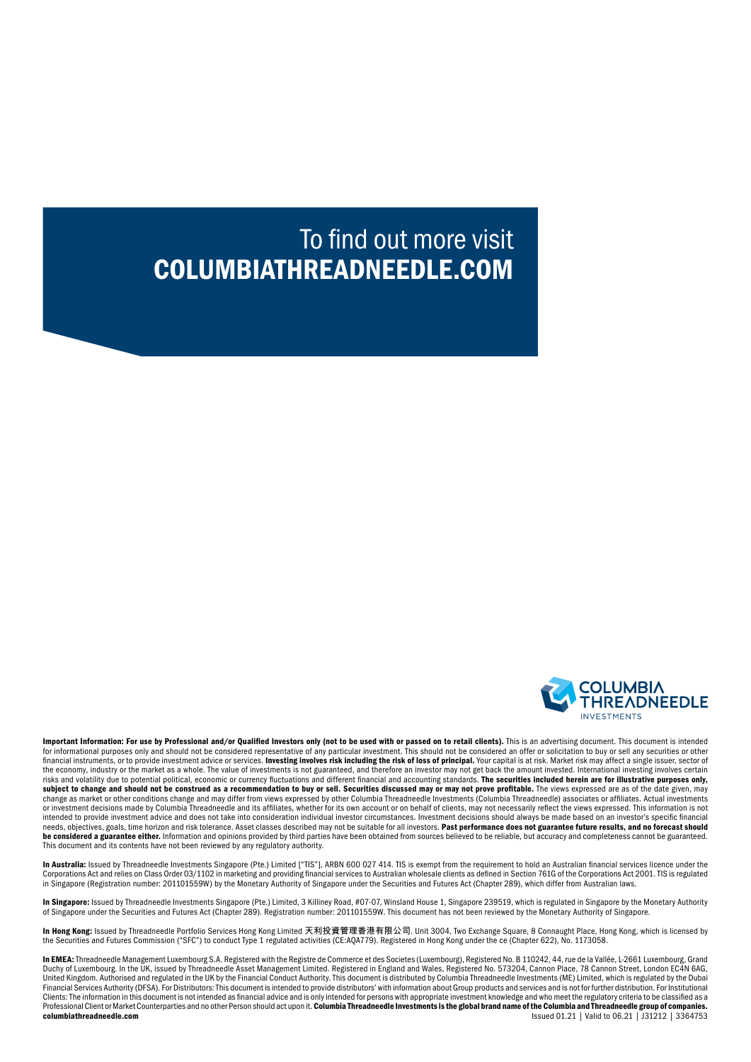To find out more visit
**COLUMBIATHREADNEEDLE.COM**

**Important Information: For use by Professional and/or Qualified Investors only (not to be used with or passed on to retail clients).** This is an advertising document. This document is intended for informational purposes only and should not be considered representative of any particular investment. This should not be considered an offer or solicitation to buy or sell any securities or other financial instruments, or to provide investment advice or services. **Investing involves risk including the risk of loss of principal.** Your capital is at risk. Market risk may affect a single issuer, sector of the economy, industry or the market as a whole. The value of investments is not guaranteed, and therefore an investor may not get back the amount invested. International investing involves certain risks and volatility due to potential political, economic or currency fluctuations and different financial and accounting standards. **The securities included herein are for illustrative purposes only, subject to change and should not be construed as a recommendation to buy or sell. Securities discussed may or may not prove profitable.** The views expressed are as of the date given, may change as market or other conditions change and may differ from views expressed by other Columbia Threadneedle Investments (Columbia Threadneedle) associates or affiliates. Actual investments or investment decisions made by Columbia Threadneedle and its affiliates, whether for its own account or on behalf of clients, may not necessarily reflect the views expressed. This information is not intended to provide investment advice and does not take into consideration individual investor circumstances. Investment decisions should always be made based on an investor's specific financial needs, objectives, goals, time horizon and risk tolerance. Asset classes described may not be suitable for all investors. **Past performance does not guarantee future results, and no forecast should be considered a guarantee either.** Information and opinions provided by third parties have been obtained from sources believed to be reliable, but accuracy and completeness cannot be guaranteed. This document and its contents have not been reviewed by any regulatory authority.

**In Australia:** Issued by Threadneedle Investments Singapore (Pte.) Limited ["TIS"], ARBN 600 027 414. TIS is exempt from the requirement to hold an Australian financial services licence under the Corporations Act and relies on Class Order 03/1102 in marketing and providing financial services to Australian wholesale clients as defined in Section 761G of the Corporations Act 2001. TIS is regulated in Singapore (Registration number: 201101559W) by the Monetary Authority of Singapore under the Securities and Futures Act (Chapter 289), which differ from Australian laws.

**In Singapore:** Issued by Threadneedle Investments Singapore (Pte.) Limited, 3 Killiney Road, #07-07, Winsland House 1, Singapore 239519, which is regulated in Singapore by the Monetary Authority of Singapore under the Securities and Futures Act (Chapter 289). Registration number: 201101559W. This document has not been reviewed by the Monetary Authority of Singapore.

**In Hong Kong:** Issued by Threadneedle Portfolio Services Hong Kong Limited 天利投資管理香港有限公司. Unit 3004, Two Exchange Square, 8 Connaught Place, Hong Kong, which is licensed by the Securities and Futures Commission ("SFC") to conduct Type 1 regulated activities (CE:AQA779). Registered in Hong Kong under the ce (Chapter 622), No. 1173058.

**In EMEA:** Threadneedle Management Luxembourg S.A. Registered with the Registre de Commerce et des Societes (Luxembourg), Registered No. B 110242, 44, rue de la Vallée, L-2661 Luxembourg, Grand Duchy of Luxembourg. In the UK, issued by Threadneedle Asset Management Limited. Registered in England and Wales, Registered No. 573204, Cannon Place, 78 Cannon Street, London EC4N 6AG, United Kingdom. Authorised and regulated in the UK by the Financial Conduct Authority. This document is distributed by Columbia Threadneedle Investments (ME) Limited, which is regulated by the Dubai Financial Services Authority (DFSA). For Distributors: This document is intended to provide distributors' with information about Group products and services and is not for further distribution. For Institutional Clients: The information in this document is not intended as financial advice and is only intended for persons with appropriate investment knowledge and who meet the regulatory criteria to be classified as a Professional Client or Market Counterparties and no other Person should act upon it. **Columbia Threadneedle Investments is the global brand name of the Columbia and Threadneedle group of companies.**

**columbiathreadneedle.com**

Issued 01.21 | Valid to 06.21 | J31212 | 3364753